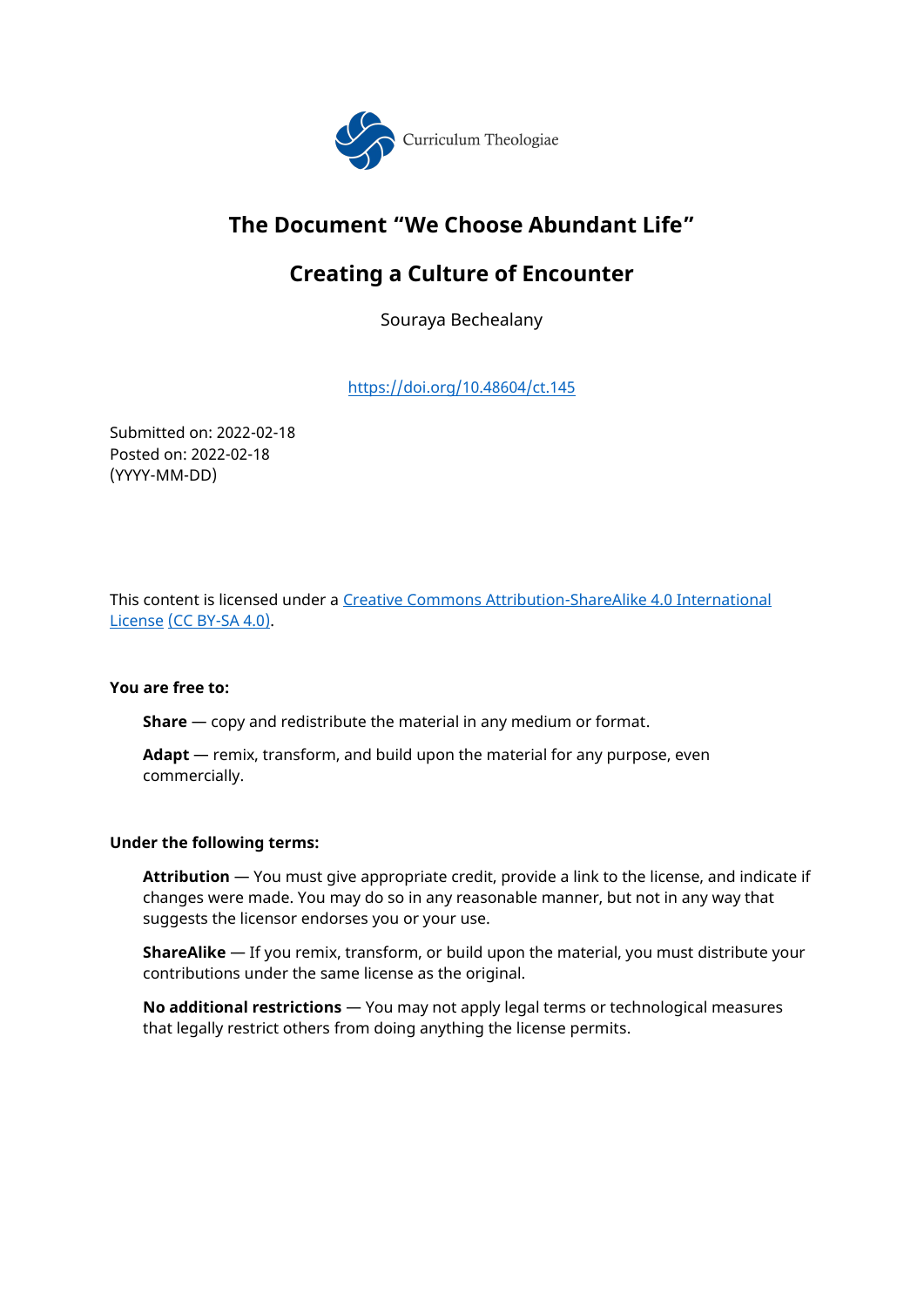Curriculum Theologiae

# The Document "We Choose Abundant Life"

## Creating a Culture of Encounter

Souraya Bechealany

[https://doi.org/10.48604/ct.145](https://doi.org/10.48604/ct.145)

Submitted on: 2022-02-18
Posted on: 2022-02-18
(YYYY-MM-DD)

This content is licensed under a [Creative Commons Attribution-ShareAlike 4.0 International License](https://creativecommons.org/licenses/by-sa/4.0/) [(CC BY-SA 4.0)](https://creativecommons.org/licenses/by-sa/4.0/).

**You are free to:**

> **Share** — copy and redistribute the material in any medium or format.
>
> **Adapt** — remix, transform, and build upon the material for any purpose, even commercially.

**Under the following terms:**

> **Attribution** — You must give appropriate credit, provide a link to the license, and indicate if changes were made. You may do so in any reasonable manner, but not in any way that suggests the licensor endorses you or your use.
>
> **ShareAlike** — If you remix, transform, or build upon the material, you must distribute your contributions under the same license as the original.
>
> **No additional restrictions** — You may not apply legal terms or technological measures that legally restrict others from doing anything the license permits.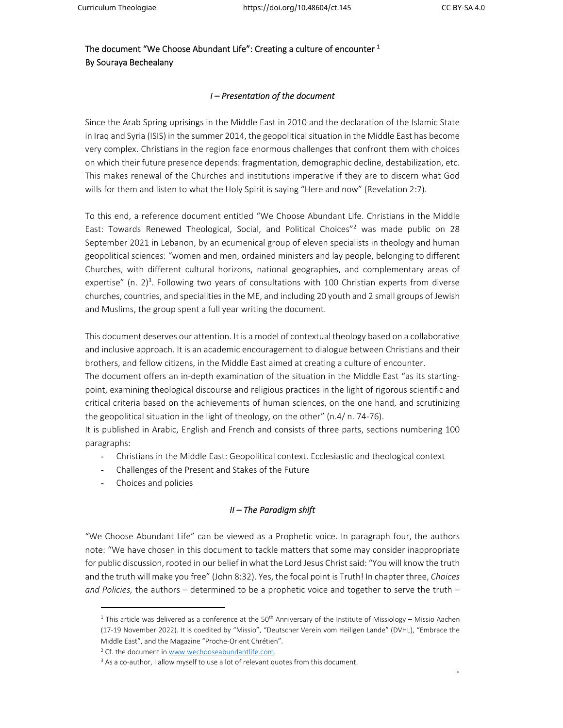The document "We Choose Abundant Life": Creating a culture of encounter [1]
By Souraya Bechealany

### *I – Presentation of the document*

Since the Arab Spring uprisings in the Middle East in 2010 and the declaration of the Islamic State in Iraq and Syria (ISIS) in the summer 2014, the geopolitical situation in the Middle East has become very complex. Christians in the region face enormous challenges that confront them with choices on which their future presence depends: fragmentation, demographic decline, destabilization, etc. This makes renewal of the Churches and institutions imperative if they are to discern what God wills for them and listen to what the Holy Spirit is saying "Here and now" (Revelation 2:7).

To this end, a reference document entitled "We Choose Abundant Life. Christians in the Middle East: Towards Renewed Theological, Social, and Political Choices"[2] was made public on 28 September 2021 in Lebanon, by an ecumenical group of eleven specialists in theology and human geopolitical sciences: "women and men, ordained ministers and lay people, belonging to different Churches, with different cultural horizons, national geographies, and complementary areas of expertise" (n. 2)[3]. Following two years of consultations with 100 Christian experts from diverse churches, countries, and specialities in the ME, and including 20 youth and 2 small groups of Jewish and Muslims, the group spent a full year writing the document.

This document deserves our attention. It is a model of contextual theology based on a collaborative and inclusive approach. It is an academic encouragement to dialogue between Christians and their brothers, and fellow citizens, in the Middle East aimed at creating a culture of encounter.
The document offers an in-depth examination of the situation in the Middle East "as its starting-point, examining theological discourse and religious practices in the light of rigorous scientific and critical criteria based on the achievements of human sciences, on the one hand, and scrutinizing the geopolitical situation in the light of theology, on the other" (n.4/ n. 74-76).
It is published in Arabic, English and French and consists of three parts, sections numbering 100 paragraphs:

- Christians in the Middle East: Geopolitical context. Ecclesiastic and theological context
- Challenges of the Present and Stakes of the Future
- Choices and policies

### *II – The Paradigm shift*

"We Choose Abundant Life" can be viewed as a Prophetic voice. In paragraph four, the authors note: "We have chosen in this document to tackle matters that some may consider inappropriate for public discussion, rooted in our belief in what the Lord Jesus Christ said: "You will know the truth and the truth will make you free" (John 8:32). Yes, the focal point is Truth! In chapter three, *Choices and Policies,* the authors – determined to be a prophetic voice and together to serve the truth –

---

[1] This article was delivered as a conference at the 50th Anniversary of the Institute of Missiology – Missio Aachen (17-19 November 2022). It is coedited by "Missio", "Deutscher Verein vom Heiligen Lande" (DVHL), "Embrace the Middle East", and the Magazine "Proche-Orient Chrétien".

[2] Cf. the document in www.wechooseabundantlife.com.

[3] As a co-author, I allow myself to use a lot of relevant quotes from this document.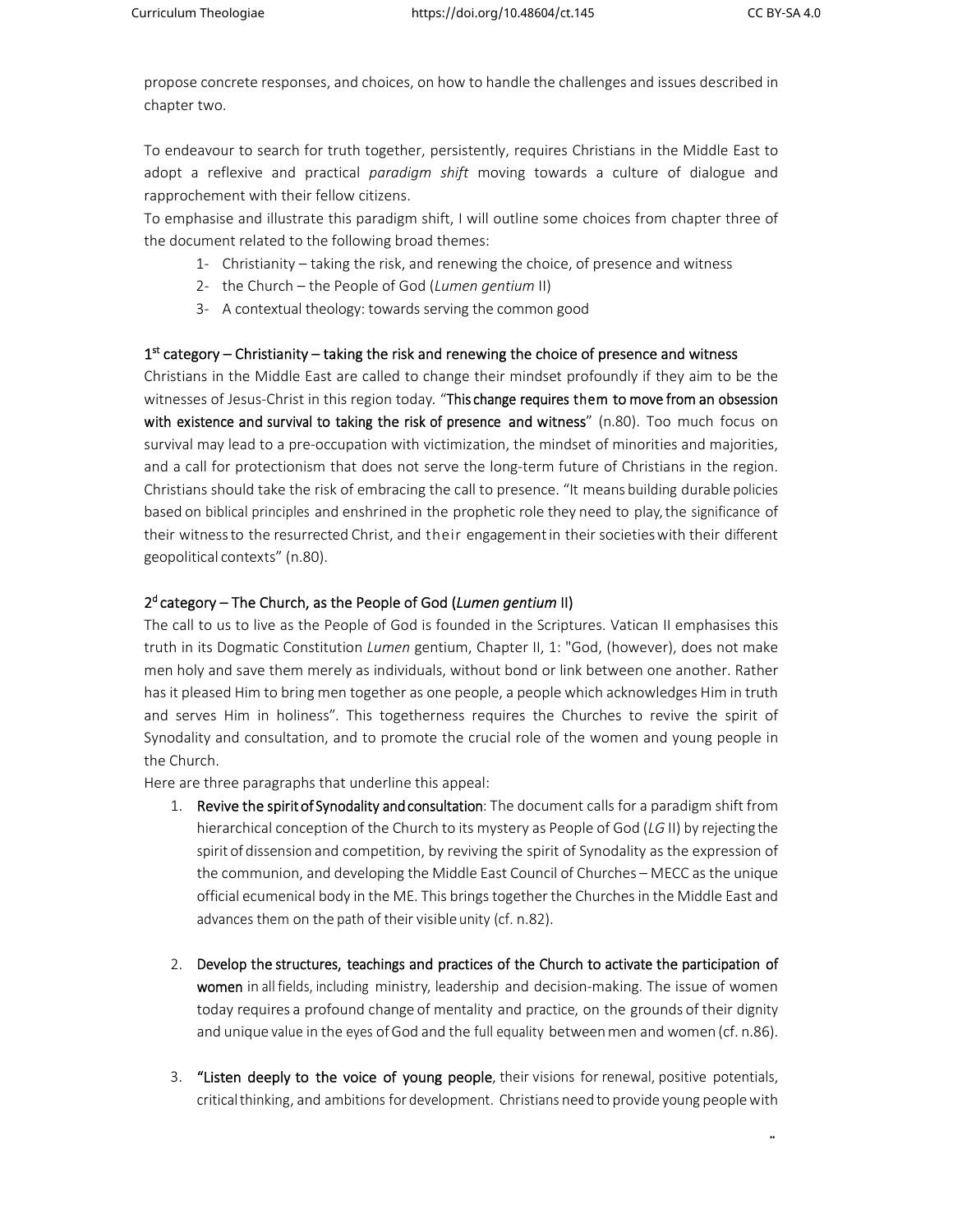propose concrete responses, and choices, on how to handle the challenges and issues described in chapter two.

To endeavour to search for truth together, persistently, requires Christians in the Middle East to adopt a reflexive and practical *paradigm shift* moving towards a culture of dialogue and rapprochement with their fellow citizens.

To emphasise and illustrate this paradigm shift, I will outline some choices from chapter three of the document related to the following broad themes:

1- Christianity – taking the risk, and renewing the choice, of presence and witness
2- the Church – the People of God (*Lumen gentium* II)
3- A contextual theology: towards serving the common good

### 1st category – Christianity – taking the risk and renewing the choice of presence and witness

Christians in the Middle East are called to change their mindset profoundly if they aim to be the witnesses of Jesus-Christ in this region today. "**This change requires them to move from an obsession with existence and survival to taking the risk of presence and witness**" (n.80). Too much focus on survival may lead to a pre-occupation with victimization, the mindset of minorities and majorities, and a call for protectionism that does not serve the long-term future of Christians in the region. Christians should take the risk of embracing the call to presence. "It means building durable policies based on biblical principles and enshrined in the prophetic role they need to play, the significance of their witness to the resurrected Christ, and their engagement in their societies with their different geopolitical contexts" (n.80).

### 2d category – The Church, as the People of God (*Lumen gentium* II)

The call to us to live as the People of God is founded in the Scriptures. Vatican II emphasises this truth in its Dogmatic Constitution *Lumen* gentium, Chapter II, 1: "God, (however), does not make men holy and save them merely as individuals, without bond or link between one another. Rather has it pleased Him to bring men together as one people, a people which acknowledges Him in truth and serves Him in holiness". This togetherness requires the Churches to revive the spirit of Synodality and consultation, and to promote the crucial role of the women and young people in the Church.

Here are three paragraphs that underline this appeal:

1. **Revive the spirit of Synodality and consultation**: The document calls for a paradigm shift from hierarchical conception of the Church to its mystery as People of God (*LG* II) by rejecting the spirit of dissension and competition, by reviving the spirit of Synodality as the expression of the communion, and developing the Middle East Council of Churches – MECC as the unique official ecumenical body in the ME. This brings together the Churches in the Middle East and advances them on the path of their visible unity (cf. n.82).

2. **Develop the structures, teachings and practices of the Church to activate the participation of women** in all fields, including ministry, leadership and decision-making. The issue of women today requires a profound change of mentality and practice, on the grounds of their dignity and unique value in the eyes of God and the full equality between men and women (cf. n.86).

3. **"Listen deeply to the voice of young people**, their visions for renewal, positive potentials, critical thinking, and ambitions for development. Christians need to provide young people with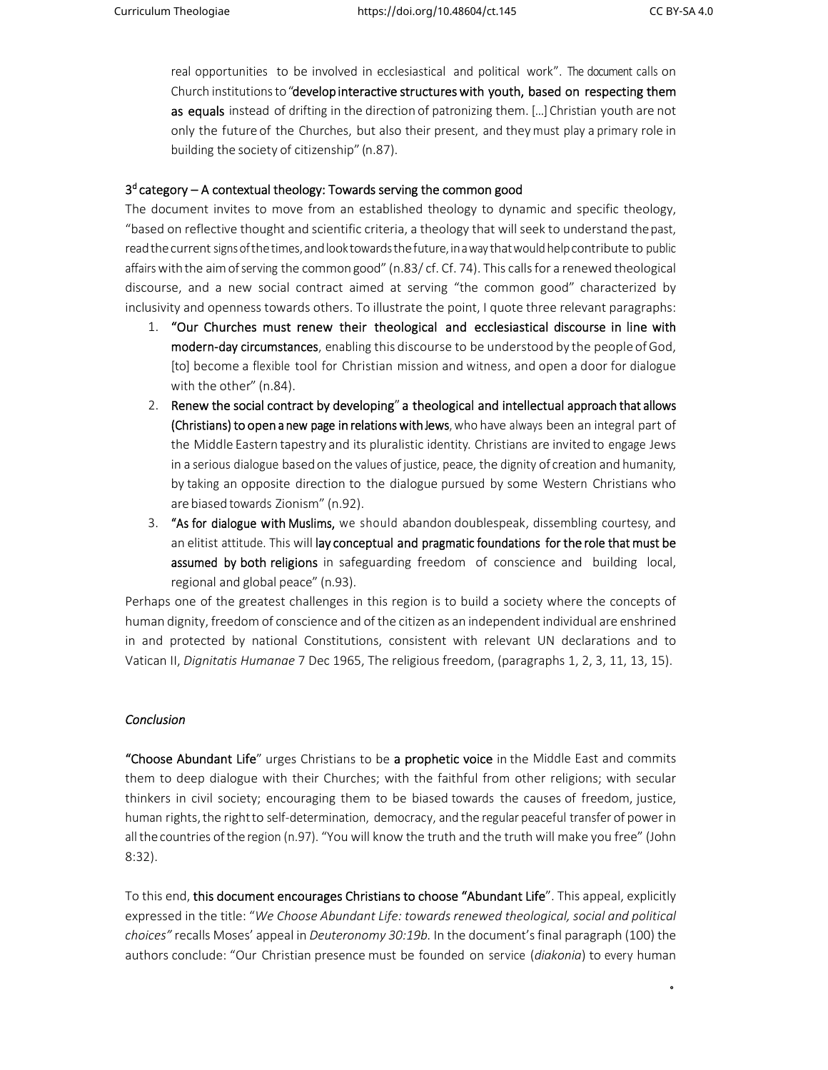real opportunities to be involved in ecclesiastical and political work". The document calls on Church institutions to "**develop interactive structures with youth, based on respecting them as equals** instead of drifting in the direction of patronizing them. […] Christian youth are not only the future of the Churches, but also their present, and they must play a primary role in building the society of citizenship" (n.87).

### 3d category – A contextual theology: Towards serving the common good

The document invites to move from an established theology to dynamic and specific theology, "based on reflective thought and scientific criteria, a theology that will seek to understand the past, read the current signs of the times, and look towards the future, in a way that would help contribute to public affairs with the aim of serving the common good" (n.83/ cf. Cf. 74). This calls for a renewed theological discourse, and a new social contract aimed at serving "the common good" characterized by inclusivity and openness towards others. To illustrate the point, I quote three relevant paragraphs:

1. **"Our Churches must renew their theological and ecclesiastical discourse in line with modern-day circumstances**, enabling this discourse to be understood by the people of God, [to] become a flexible tool for Christian mission and witness, and open a door for dialogue with the other" (n.84).
2. **Renew the social contract by developing" a theological and intellectual approach that allows (Christians) to open a new page in relations with Jews**, who have always been an integral part of the Middle Eastern tapestry and its pluralistic identity. Christians are invited to engage Jews in a serious dialogue based on the values of justice, peace, the dignity of creation and humanity, by taking an opposite direction to the dialogue pursued by some Western Christians who are biased towards Zionism" (n.92).
3. **"As for dialogue with Muslims,** we should abandon doublespeak, dissembling courtesy, and an elitist attitude. This will **lay conceptual and pragmatic foundations for the role that must be assumed by both religions** in safeguarding freedom of conscience and building local, regional and global peace" (n.93).

Perhaps one of the greatest challenges in this region is to build a society where the concepts of human dignity, freedom of conscience and of the citizen as an independent individual are enshrined in and protected by national Constitutions, consistent with relevant UN declarations and to Vatican II, *Dignitatis Humanae* 7 Dec 1965, The religious freedom, (paragraphs 1, 2, 3, 11, 13, 15).

### *Conclusion*

**"Choose Abundant Life**" urges Christians to be **a prophetic voice** in the Middle East and commits them to deep dialogue with their Churches; with the faithful from other religions; with secular thinkers in civil society; encouraging them to be biased towards the causes of freedom, justice, human rights, the right to self-determination, democracy, and the regular peaceful transfer of power in all the countries of the region (n.97). "You will know the truth and the truth will make you free" (John 8:32).

To this end, **this document encourages Christians to choose "Abundant Life**". This appeal, explicitly expressed in the title: "*We Choose Abundant Life: towards renewed theological, social and political choices"* recalls Moses' appeal in *Deuteronomy 30:19b.* In the document's final paragraph (100) the authors conclude: "Our Christian presence must be founded on service (*diakonia*) to every human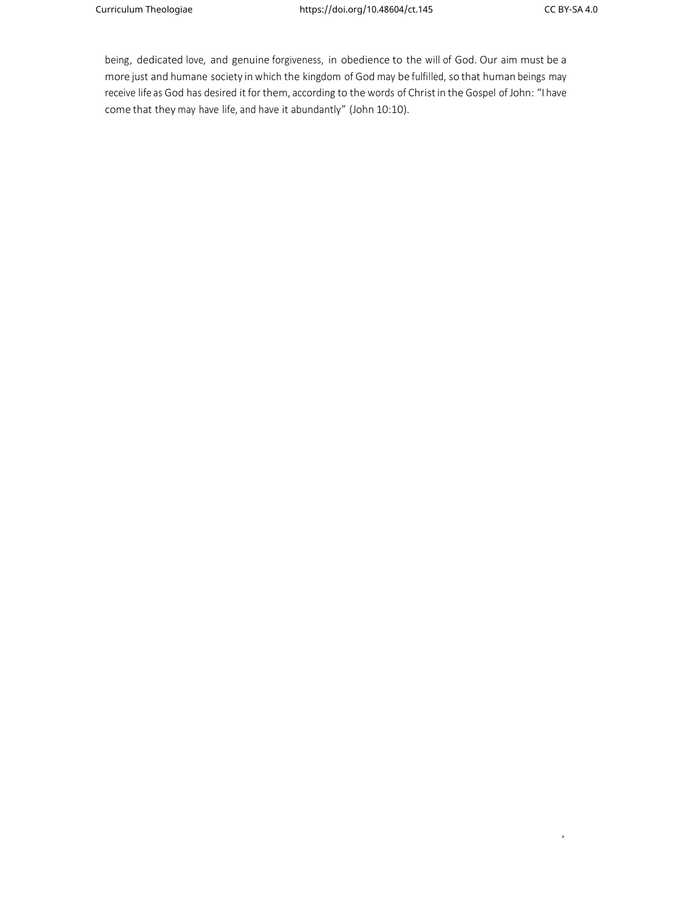being, dedicated love, and genuine forgiveness, in obedience to the will of God. Our aim must be a more just and humane society in which the kingdom of God may be fulfilled, so that human beings may receive life as God has desired it for them, according to the words of Christ in the Gospel of John: "I have come that they may have life, and have it abundantly" (John 10:10).